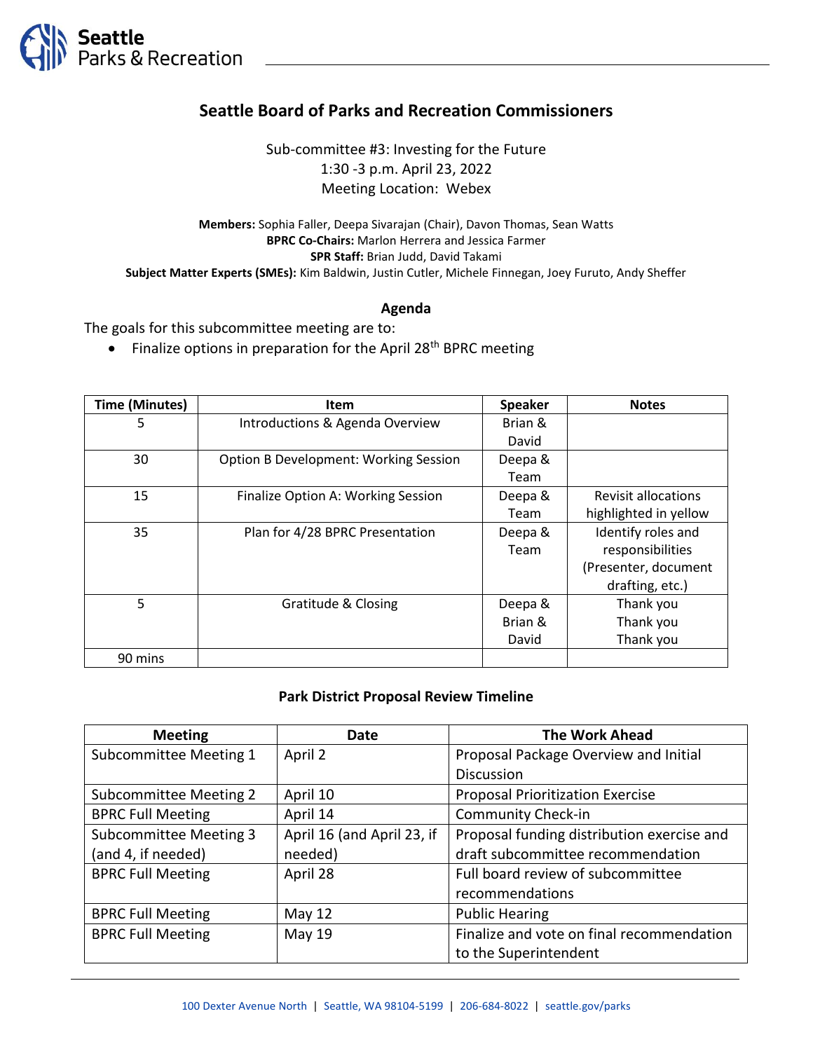Seattle Parks & Recreation

# Seattle Board of Parks and Recreation Commissioners

Sub-committee #3: Investing for the Future
1:30 -3 p.m. April 23, 2022
Meeting Location: Webex

**Members:** Sophia Faller, Deepa Sivarajan (Chair), Davon Thomas, Sean Watts
**BPRC Co-Chairs:** Marlon Herrera and Jessica Farmer
**SPR Staff:** Brian Judd, David Takami
**Subject Matter Experts (SMEs):** Kim Baldwin, Justin Cutler, Michele Finnegan, Joey Furuto, Andy Sheffer

## Agenda

The goals for this subcommittee meeting are to:

- Finalize options in preparation for the April 28th BPRC meeting

| Time (Minutes) | Item | Speaker | Notes |
|---|---|---|---|
| 5 | Introductions & Agenda Overview | Brian & David | |
| 30 | Option B Development: Working Session | Deepa & Team | |
| 15 | Finalize Option A: Working Session | Deepa & Team | Revisit allocations highlighted in yellow |
| 35 | Plan for 4/28 BPRC Presentation | Deepa & Team | Identify roles and responsibilities (Presenter, document drafting, etc.) |
| 5 | Gratitude & Closing | Deepa & Brian & David | Thank you Thank you Thank you |
| 90 mins | | | |

## Park District Proposal Review Timeline

| Meeting | Date | The Work Ahead |
|---|---|---|
| Subcommittee Meeting 1 | April 2 | Proposal Package Overview and Initial Discussion |
| Subcommittee Meeting 2 | April 10 | Proposal Prioritization Exercise |
| BPRC Full Meeting | April 14 | Community Check-in |
| Subcommittee Meeting 3 (and 4, if needed) | April 16 (and April 23, if needed) | Proposal funding distribution exercise and draft subcommittee recommendation |
| BPRC Full Meeting | April 28 | Full board review of subcommittee recommendations |
| BPRC Full Meeting | May 12 | Public Hearing |
| BPRC Full Meeting | May 19 | Finalize and vote on final recommendation to the Superintendent |

100 Dexter Avenue North | Seattle, WA 98104-5199 | 206-684-8022 | seattle.gov/parks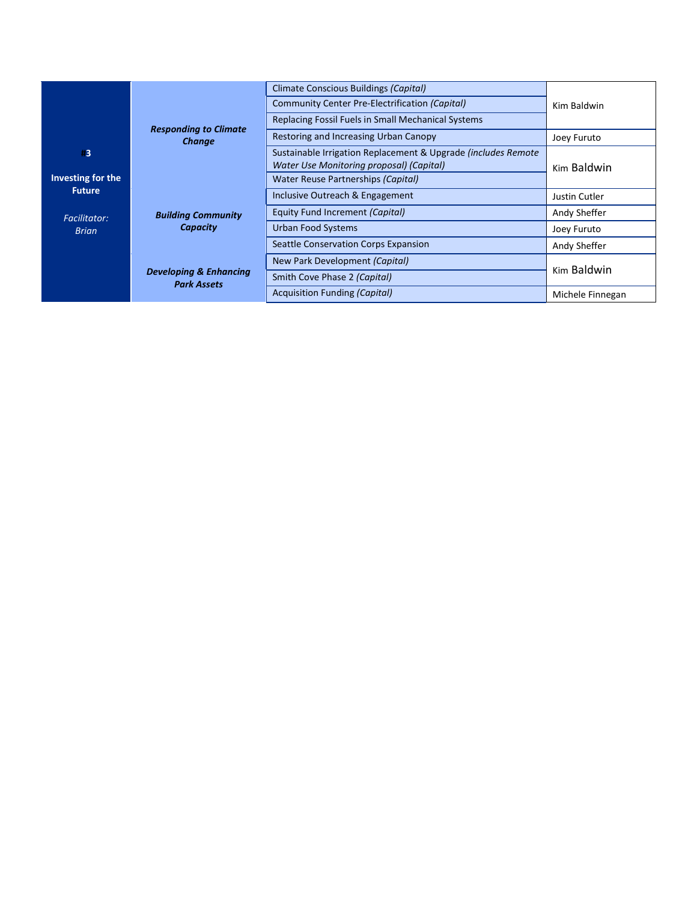| | | | |
|---|---|---|---|
| #3 **Investing for the Future** *Facilitator: Brian* | ***Responding to Climate Change*** | Climate Conscious Buildings *(Capital)* | Kim Baldwin |
| | | Community Center Pre-Electrification *(Capital)* | |
| | | Replacing Fossil Fuels in Small Mechanical Systems | |
| | | Restoring and Increasing Urban Canopy | Joey Furuto |
| | | Sustainable Irrigation Replacement & Upgrade *(includes Remote Water Use Monitoring proposal) (Capital)* | Kim Baldwin |
| | | Water Reuse Partnerships *(Capital)* | |
| | ***Building Community Capacity*** | Inclusive Outreach & Engagement | Justin Cutler |
| | | Equity Fund Increment *(Capital)* | Andy Sheffer |
| | | Urban Food Systems | Joey Furuto |
| | | Seattle Conservation Corps Expansion | Andy Sheffer |
| | ***Developing & Enhancing Park Assets*** | New Park Development *(Capital)* | Kim Baldwin |
| | | Smith Cove Phase 2 *(Capital)* | |
| | | Acquisition Funding *(Capital)* | Michele Finnegan |